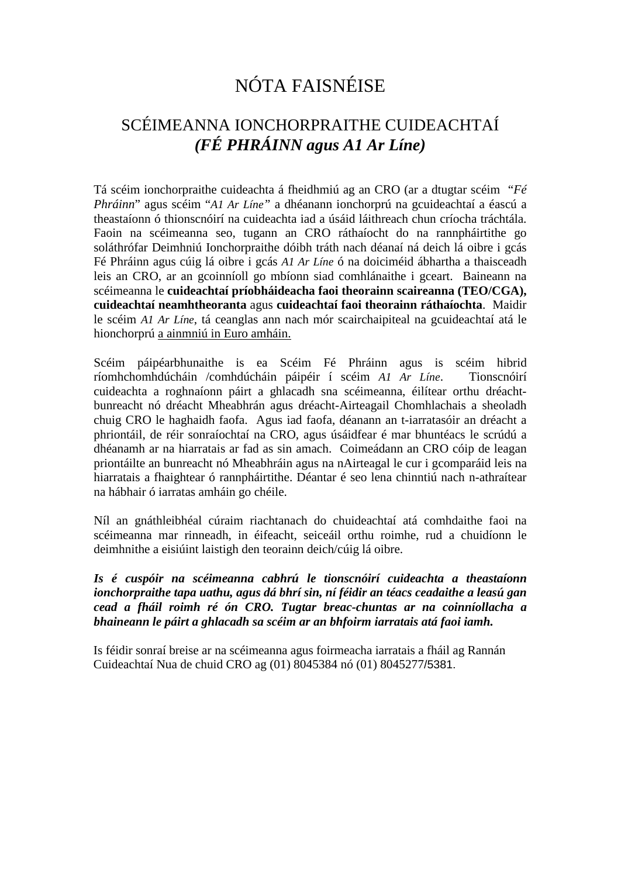# NÓTA FAISNÉISE

## SCÉIMEANNA IONCHORPRAITHE CUIDEACHTAÍ
## *(FÉ PHRÁINN agus A1 Ar Líne)*

Tá scéim ionchorpraithe cuideachta á fheidhmiú ag an CRO (ar a dtugtar scéim *"Fé Phráinn*" agus scéim "*A1 Ar Líne"* a dhéanann ionchorprú na gcuideachtaí a éascú a theastaíonn ó thionscnóirí na cuideachta iad a úsáid láithreach chun críocha tráchtála. Faoin na scéimeanna seo, tugann an CRO ráthaíocht do na rannpháirtithe go soláthrófar Deimhniú Ionchorpraithe dóibh tráth nach déanaí ná deich lá oibre i gcás Fé Phráinn agus cúig lá oibre i gcás *A1 Ar Líne* ó na doiciméid ábhartha a thaisceadh leis an CRO, ar an gcoinníoll go mbíonn siad comhlánaithe i gceart. Baineann na scéimeanna le **cuideachtaí príobháideacha faoi theorainn scaireanna (TEO/CGA), cuideachtaí neamhtheoranta** agus **cuideachtaí faoi theorainn ráthaíochta**. Maidir le scéim *A1 Ar Líne*, tá ceanglas ann nach mór scairchaipiteal na gcuideachtaí atá le hionchorprú <u>a ainmniú in Euro amháin.</u>

Scéim páipéarbhunaithe is ea Scéim Fé Phráinn agus is scéim hibrid ríomhchomhdúcháin /comhdúcháin páipéir í scéim *A1 Ar Líne*. Tionscnóirí cuideachta a roghnaíonn páirt a ghlacadh sna scéimeanna, éilítear orthu dréacht-bunreacht nó dréacht Mheabhrán agus dréacht-Airteagail Chomhlachais a sheoladh chuig CRO le haghaidh faofa. Agus iad faofa, déanann an t-iarratasóir an dréacht a phriontáil, de réir sonraíochtaí na CRO, agus úsáidfear é mar bhuntéacs le scrúdú a dhéanamh ar na hiarratais ar fad as sin amach. Coimeádann an CRO cóip de leagan priontáilte an bunreacht nó Mheabhráin agus na nAirteagal le cur i gcomparáid leis na hiarratais a fhaightear ó rannpháirtithe. Déantar é seo lena chinntiú nach n-athraítear na hábhair ó iarratas amháin go chéile.

Níl an gnáthleibhéal cúraim riachtanach do chuideachtaí atá comhdaithe faoi na scéimeanna mar rinneadh, in éifeacht, seiceáil orthu roimhe, rud a chuidíonn le deimhnithe a eisiúint laistigh den teorainn deich/cúig lá oibre.

***Is é cuspóir na scéimeanna cabhrú le tionscnóirí cuideachta a theastaíonn ionchorpraithe tapa uathu, agus dá bhrí sin, ní féidir an téacs ceadaithe a leasú gan cead a fháil roimh ré ón CRO. Tugtar breac-chuntas ar na coinníollacha a bhaineann le páirt a ghlacadh sa scéim ar an bhfoirm iarratais atá faoi iamh.***

Is féidir sonraí breise ar na scéimeanna agus foirmeacha iarratais a fháil ag Rannán Cuideachtaí Nua de chuid CRO ag (01) 8045384 nó (01) 8045277/5381.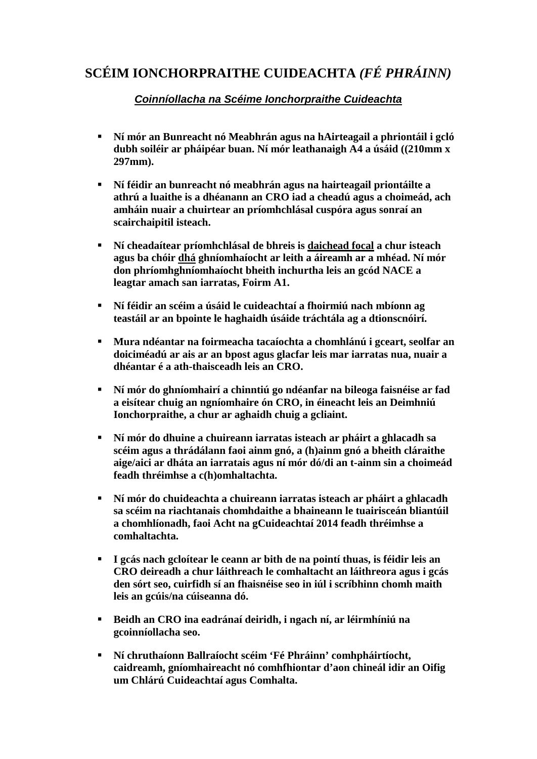# SCÉIM IONCHORPRAITHE CUIDEACHTA *(FÉ PHRÁINN)*

***Coinníollacha na Scéime Ionchorpraithe Cuideachta***

- **Ní mór an Bunreacht nó Meabhrán agus na hAirteagail a phriontáil i gcló dubh soiléir ar pháipéar buan. Ní mór leathanaigh A4 a úsáid ((210mm x 297mm).**

- **Ní féidir an bunreacht nó meabhrán agus na hairteagail priontáilte a athrú a luaithe is a dhéanann an CRO iad a cheadú agus a choimeád, ach amháin nuair a chuirtear an príomhchlásal cuspóra agus sonraí an scairchaipitil isteach.**

- **Ní cheadaítear príomhchlásal de bhreis is <u>daichead focal</u> a chur isteach agus ba chóir <u>dhá</u> ghníomhaíocht ar leith a áireamh ar a mhéad. Ní mór don phríomhghníomhaíocht bheith inchurtha leis an gcód NACE a leagtar amach san iarratas, Foirm A1.**

- **Ní féidir an scéim a úsáid le cuideachtaí a fhoirmiú nach mbíonn ag teastáil ar an bpointe le haghaidh úsáide tráchtála ag a dtionscnóirí.**

- **Mura ndéantar na foirmeacha tacaíochta a chomhlánú i gceart, seolfar an doiciméadú ar ais ar an bpost agus glacfar leis mar iarratas nua, nuair a dhéantar é a ath-thaisceadh leis an CRO.**

- **Ní mór do ghníomhairí a chinntiú go ndéanfar na bileoga faisnéise ar fad a eisítear chuig an ngníomhaire ón CRO, in éineacht leis an Deimhniú Ionchorpraithe, a chur ar aghaidh chuig a gcliaint.**

- **Ní mór do dhuine a chuireann iarratas isteach ar pháirt a ghlacadh sa scéim agus a thrádálann faoi ainm gnó, a (h)ainm gnó a bheith cláraithe aige/aici ar dháta an iarratais agus ní mór dó/di an t-ainm sin a choimeád feadh thréimhse a c(h)omhaltachta.**

- **Ní mór do chuideachta a chuireann iarratas isteach ar pháirt a ghlacadh sa scéim na riachtanais chomhdaithe a bhaineann le tuairisceán bliantúil a chomhlíonadh, faoi Acht na gCuideachtaí 2014 feadh thréimhse a comhaltachta.**

- **I gcás nach gcloítear le ceann ar bith de na pointí thuas, is féidir leis an CRO deireadh a chur láithreach le comhaltacht an láithreora agus i gcás den sórt seo, cuirfidh sí an fhaisnéise seo in iúl i scríbhinn chomh maith leis an gcúis/na cúiseanna dó.**

- **Beidh an CRO ina eadránaí deiridh, i ngach ní, ar léirmhíniú na gcoinníollacha seo.**

- **Ní chruthaíonn Ballraíocht scéim 'Fé Phráinn' comhpháirtíocht, caidreamh, gníomhaireacht nó comhfhiontar d'aon chineál idir an Oifig um Chlárú Cuideachtaí agus Comhalta.**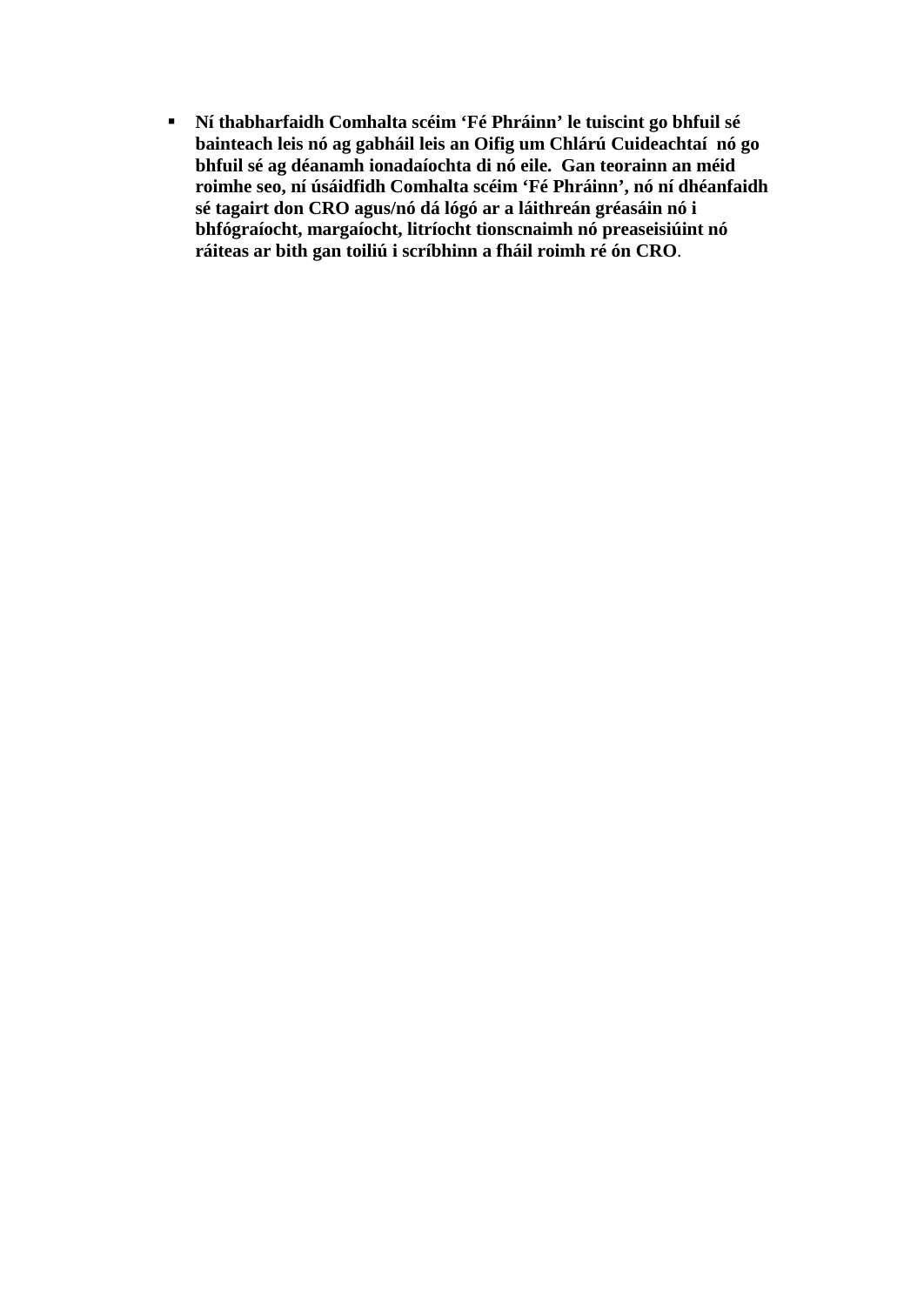- **Ní thabharfaidh Comhalta scéim 'Fé Phráinn' le tuiscint go bhfuil sé bainteach leis nó ag gabháil leis an Oifig um Chlárú Cuideachtaí nó go bhfuil sé ag déanamh ionadaíochta di nó eile. Gan teorainn an méid roimhe seo, ní úsáidfidh Comhalta scéim 'Fé Phráinn', nó ní dhéanfaidh sé tagairt don CRO agus/nó dá lógó ar a láithreán gréasáin nó i bhfógraíocht, margaíocht, litríocht tionscnaimh nó preaseisiúint nó ráiteas ar bith gan toiliú i scríbhinn a fháil roimh ré ón CRO**.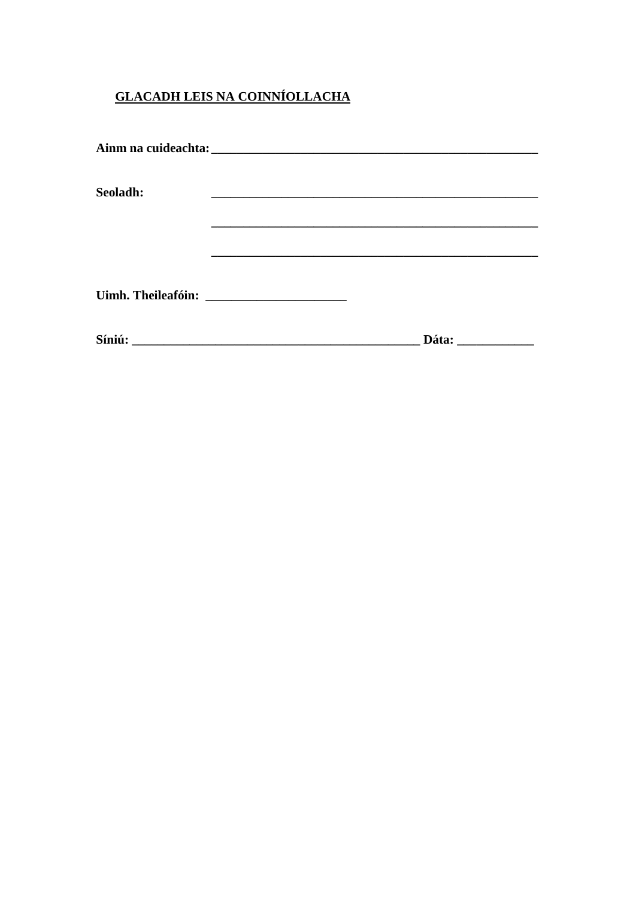**GLACADH LEIS NA COINNÍOLLACHA**

**Ainm na cuideachta:** _____________________________________________________

**Seoladh:** _____________________________________________________

_____________________________________________________

_____________________________________________________

**Uimh. Theileafóin:** _____________________

**Síniú:** ______________________________________________ **Dáta:** ____________